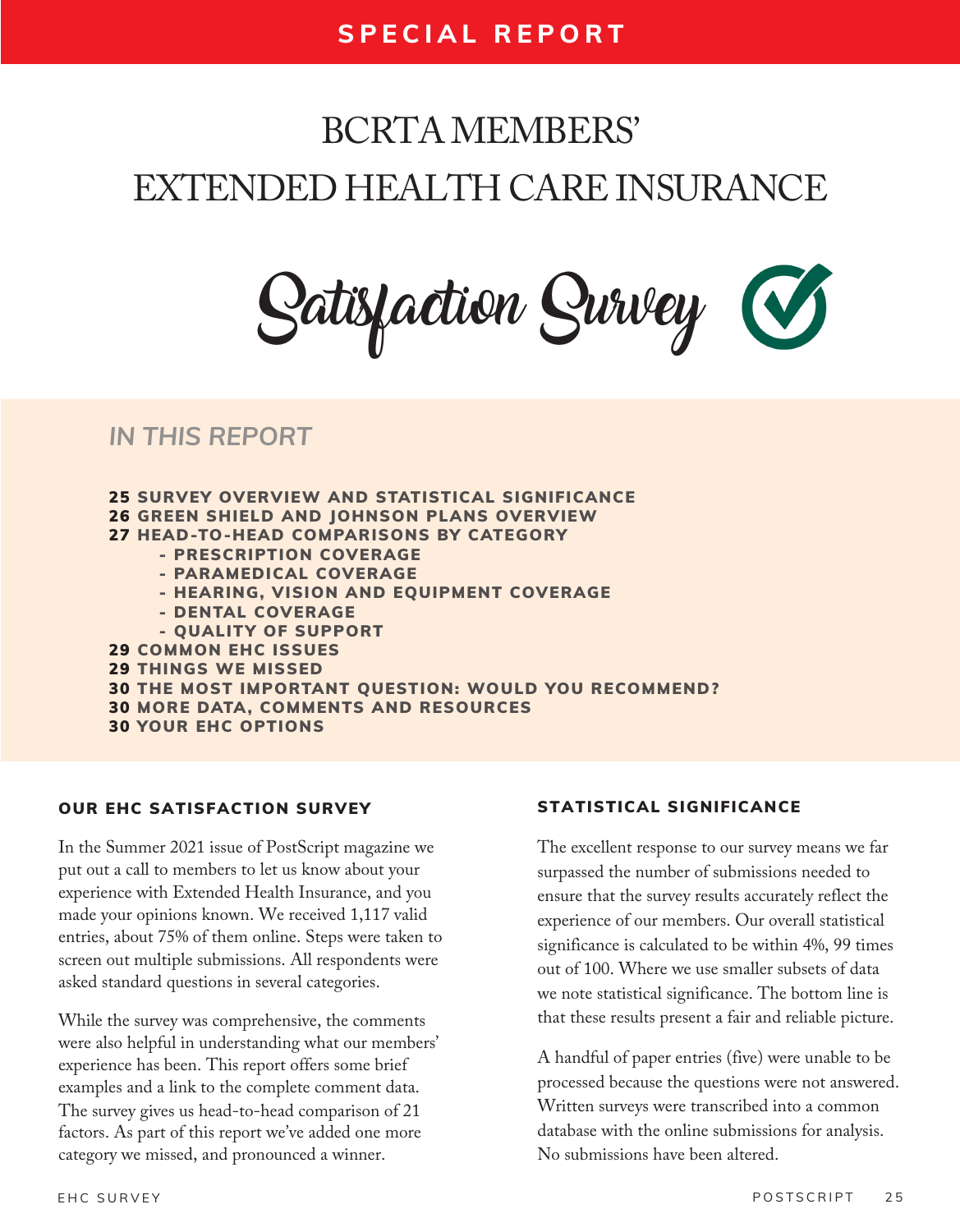SPECIAL REPORT

# BCRTA MEMBERS' EXTENDED HEALTH CARE INSURANCE

# Satisfaction Survey

## IN THIS REPORT

**25** SURVEY OVERVIEW AND STATISTICAL SIGNIFICANCE
**26** GREEN SHIELD AND JOHNSON PLANS OVERVIEW
**27** HEAD-TO-HEAD COMPARISONS BY CATEGORY
- PRESCRIPTION COVERAGE
- PARAMEDICAL COVERAGE
- HEARING, VISION AND EQUIPMENT COVERAGE
- DENTAL COVERAGE
- QUALITY OF SUPPORT

**29** COMMON EHC ISSUES
**29** THINGS WE MISSED
**30** THE MOST IMPORTANT QUESTION: WOULD YOU RECOMMEND?
**30** MORE DATA, COMMENTS AND RESOURCES
**30** YOUR EHC OPTIONS

### OUR EHC SATISFACTION SURVEY

In the Summer 2021 issue of PostScript magazine we put out a call to members to let us know about your experience with Extended Health Insurance, and you made your opinions known. We received 1,117 valid entries, about 75% of them online. Steps were taken to screen out multiple submissions. All respondents were asked standard questions in several categories.

While the survey was comprehensive, the comments were also helpful in understanding what our members' experience has been. This report offers some brief examples and a link to the complete comment data. The survey gives us head-to-head comparison of 21 factors. As part of this report we've added one more category we missed, and pronounced a winner.

### STATISTICAL SIGNIFICANCE

The excellent response to our survey means we far surpassed the number of submissions needed to ensure that the survey results accurately reflect the experience of our members. Our overall statistical significance is calculated to be within 4%, 99 times out of 100. Where we use smaller subsets of data we note statistical significance. The bottom line is that these results present a fair and reliable picture.

A handful of paper entries (five) were unable to be processed because the questions were not answered. Written surveys were transcribed into a common database with the online submissions for analysis. No submissions have been altered.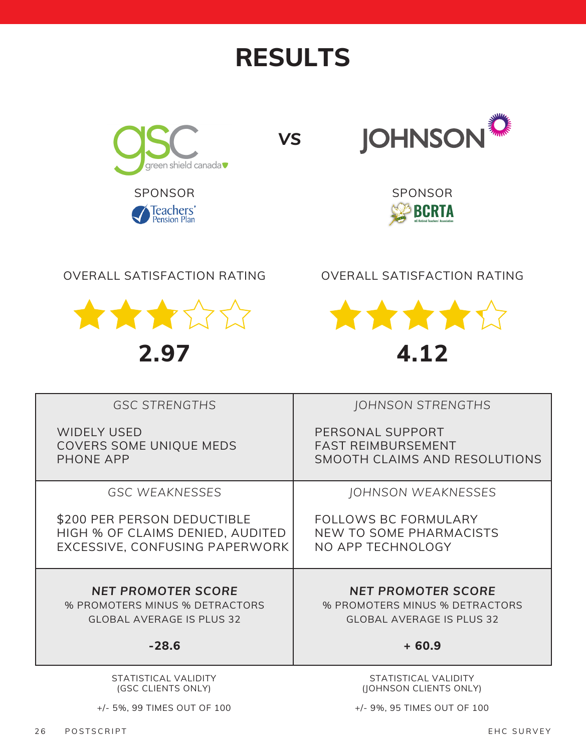# RESULTS

GSC (green shield canada) **VS** JOHNSON

| GSC | JOHNSON |
|---|---|
| SPONSOR: Teachers' Pension Plan | SPONSOR: BCRTA |
| OVERALL SATISFACTION RATING | OVERALL SATISFACTION RATING |
| **2.97** | **4.12** |

| *GSC STRENGTHS* | *JOHNSON STRENGTHS* |
|---|---|
| WIDELY USED<br>COVERS SOME UNIQUE MEDS<br>PHONE APP | PERSONAL SUPPORT<br>FAST REIMBURSEMENT<br>SMOOTH CLAIMS AND RESOLUTIONS |
| *GSC WEAKNESSES* | *JOHNSON WEAKNESSES* |
| $200 PER PERSON DEDUCTIBLE<br>HIGH % OF CLAIMS DENIED, AUDITED<br>EXCESSIVE, CONFUSING PAPERWORK | FOLLOWS BC FORMULARY<br>NEW TO SOME PHARMACISTS<br>NO APP TECHNOLOGY |
| ***NET PROMOTER SCORE***<br>% PROMOTERS MINUS % DETRACTORS<br>GLOBAL AVERAGE IS PLUS 32<br>**-28.6** | ***NET PROMOTER SCORE***<br>% PROMOTERS MINUS % DETRACTORS<br>GLOBAL AVERAGE IS PLUS 32<br>**+ 60.9** |

| STATISTICAL VALIDITY (GSC CLIENTS ONLY) | STATISTICAL VALIDITY (JOHNSON CLIENTS ONLY) |
|---|---|
| +/- 5%, 99 TIMES OUT OF 100 | +/- 9%, 95 TIMES OUT OF 100 |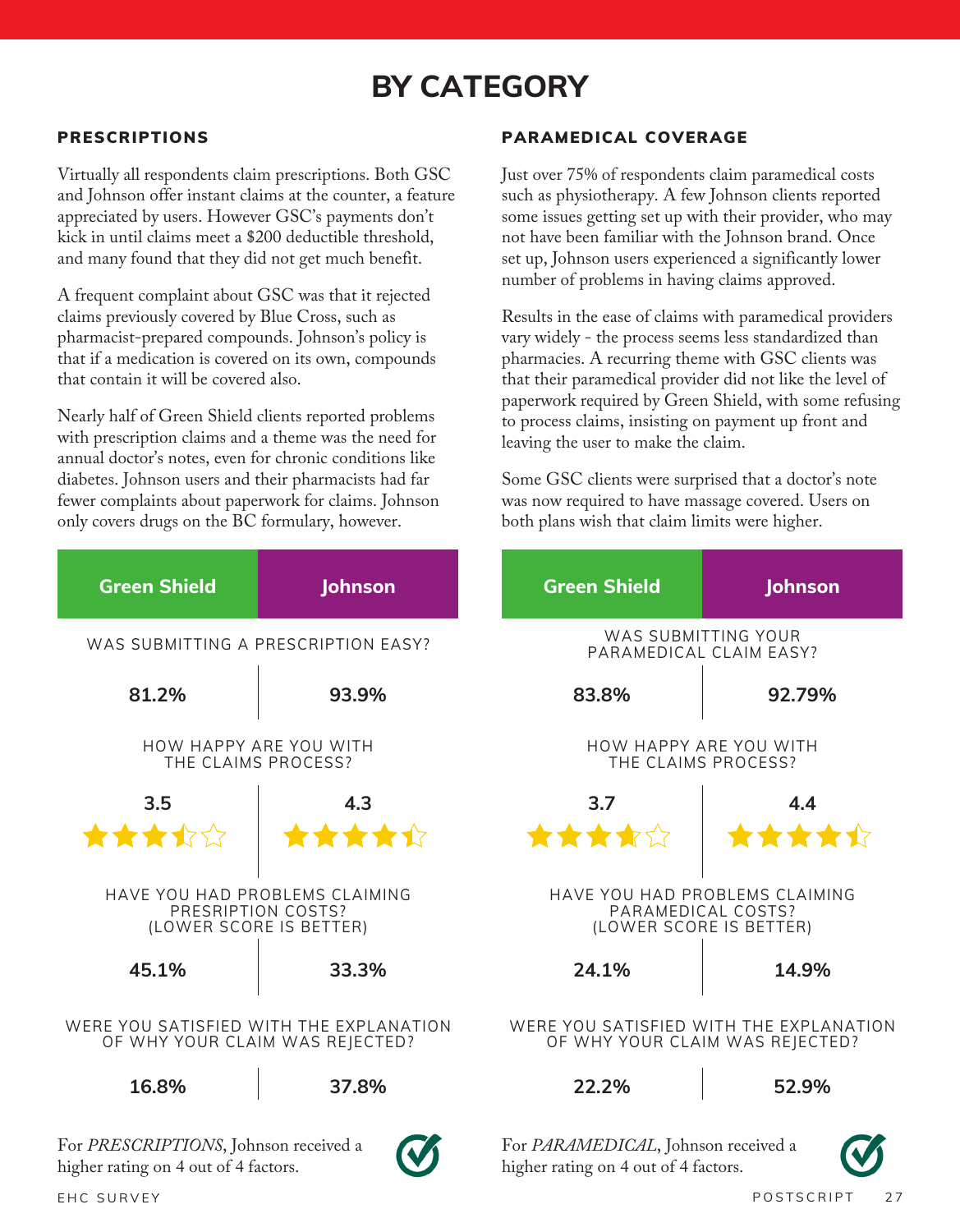# BY CATEGORY

## PRESCRIPTIONS

Virtually all respondents claim prescriptions. Both GSC and Johnson offer instant claims at the counter, a feature appreciated by users. However GSC's payments don't kick in until claims meet a $200 deductible threshold, and many found that they did not get much benefit.

A frequent complaint about GSC was that it rejected claims previously covered by Blue Cross, such as pharmacist-prepared compounds. Johnson's policy is that if a medication is covered on its own, compounds that contain it will be covered also.

Nearly half of Green Shield clients reported problems with prescription claims and a theme was the need for annual doctor's notes, even for chronic conditions like diabetes. Johnson users and their pharmacists had far fewer complaints about paperwork for claims. Johnson only covers drugs on the BC formulary, however.

| | Green Shield | Johnson |
|---|---|---|
| WAS SUBMITTING A PRESCRIPTION EASY? | 81.2% | 93.9% |
| HOW HAPPY ARE YOU WITH THE CLAIMS PROCESS? | 3.5 | 4.3 |
| HAVE YOU HAD PROBLEMS CLAIMING PRESRIPTION COSTS? (LOWER SCORE IS BETTER) | 45.1% | 33.3% |
| WERE YOU SATISFIED WITH THE EXPLANATION OF WHY YOUR CLAIM WAS REJECTED? | 16.8% | 37.8% |

For *PRESCRIPTIONS*, Johnson received a higher rating on 4 out of 4 factors.

## PARAMEDICAL COVERAGE

Just over 75% of respondents claim paramedical costs such as physiotherapy. A few Johnson clients reported some issues getting set up with their provider, who may not have been familiar with the Johnson brand. Once set up, Johnson users experienced a significantly lower number of problems in having claims approved.

Results in the ease of claims with paramedical providers vary widely - the process seems less standardized than pharmacies. A recurring theme with GSC clients was that their paramedical provider did not like the level of paperwork required by Green Shield, with some refusing to process claims, insisting on payment up front and leaving the user to make the claim.

Some GSC clients were surprised that a doctor's note was now required to have massage covered. Users on both plans wish that claim limits were higher.

| | Green Shield | Johnson |
|---|---|---|
| WAS SUBMITTING YOUR PARAMEDICAL CLAIM EASY? | 83.8% | 92.79% |
| HOW HAPPY ARE YOU WITH THE CLAIMS PROCESS? | 3.7 | 4.4 |
| HAVE YOU HAD PROBLEMS CLAIMING PARAMEDICAL COSTS? (LOWER SCORE IS BETTER) | 24.1% | 14.9% |
| WERE YOU SATISFIED WITH THE EXPLANATION OF WHY YOUR CLAIM WAS REJECTED? | 22.2% | 52.9% |

For *PARAMEDICAL*, Johnson received a higher rating on 4 out of 4 factors.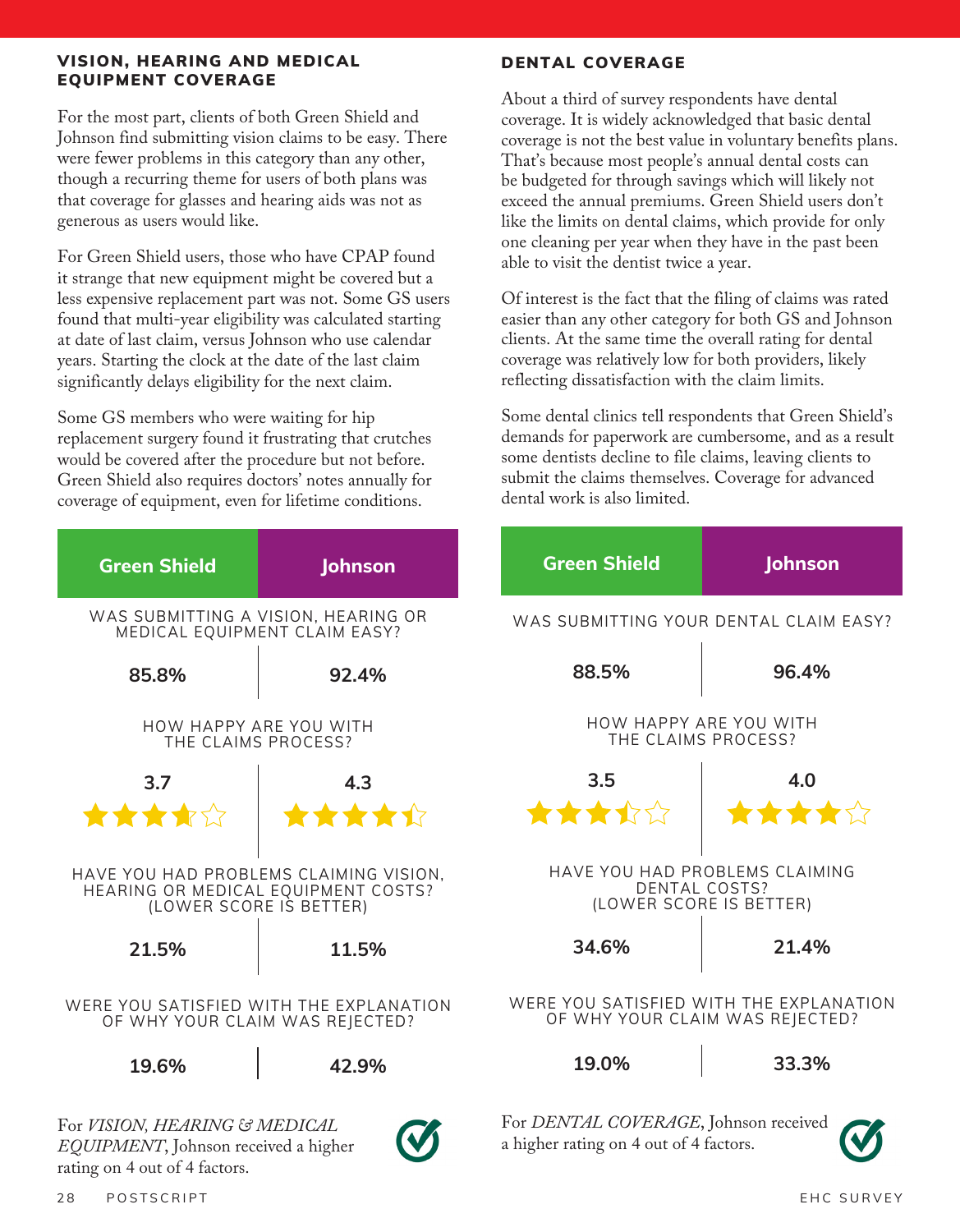## VISION, HEARING AND MEDICAL EQUIPMENT COVERAGE

For the most part, clients of both Green Shield and Johnson find submitting vision claims to be easy. There were fewer problems in this category than any other, though a recurring theme for users of both plans was that coverage for glasses and hearing aids was not as generous as users would like.

For Green Shield users, those who have CPAP found it strange that new equipment might be covered but a less expensive replacement part was not. Some GS users found that multi-year eligibility was calculated starting at date of last claim, versus Johnson who use calendar years. Starting the clock at the date of the last claim significantly delays eligibility for the next claim.

Some GS members who were waiting for hip replacement surgery found it frustrating that crutches would be covered after the procedure but not before. Green Shield also requires doctors' notes annually for coverage of equipment, even for lifetime conditions.

| | Green Shield | Johnson |
|---|---|---|
| WAS SUBMITTING A VISION, HEARING OR MEDICAL EQUIPMENT CLAIM EASY? | 85.8% | 92.4% |
| HOW HAPPY ARE YOU WITH THE CLAIMS PROCESS? | 3.7 | 4.3 |
| HAVE YOU HAD PROBLEMS CLAIMING VISION, HEARING OR MEDICAL EQUIPMENT COSTS? (LOWER SCORE IS BETTER) | 21.5% | 11.5% |
| WERE YOU SATISFIED WITH THE EXPLANATION OF WHY YOUR CLAIM WAS REJECTED? | 19.6% | 42.9% |

For *VISION, HEARING & MEDICAL EQUIPMENT*, Johnson received a higher rating on 4 out of 4 factors.

## DENTAL COVERAGE

About a third of survey respondents have dental coverage. It is widely acknowledged that basic dental coverage is not the best value in voluntary benefits plans. That's because most people's annual dental costs can be budgeted for through savings which will likely not exceed the annual premiums. Green Shield users don't like the limits on dental claims, which provide for only one cleaning per year when they have in the past been able to visit the dentist twice a year.

Of interest is the fact that the filing of claims was rated easier than any other category for both GS and Johnson clients. At the same time the overall rating for dental coverage was relatively low for both providers, likely reflecting dissatisfaction with the claim limits.

Some dental clinics tell respondents that Green Shield's demands for paperwork are cumbersome, and as a result some dentists decline to file claims, leaving clients to submit the claims themselves. Coverage for advanced dental work is also limited.

| | Green Shield | Johnson |
|---|---|---|
| WAS SUBMITTING YOUR DENTAL CLAIM EASY? | 88.5% | 96.4% |
| HOW HAPPY ARE YOU WITH THE CLAIMS PROCESS? | 3.5 | 4.0 |
| HAVE YOU HAD PROBLEMS CLAIMING DENTAL COSTS? (LOWER SCORE IS BETTER) | 34.6% | 21.4% |
| WERE YOU SATISFIED WITH THE EXPLANATION OF WHY YOUR CLAIM WAS REJECTED? | 19.0% | 33.3% |

For *DENTAL COVERAGE*, Johnson received a higher rating on 4 out of 4 factors.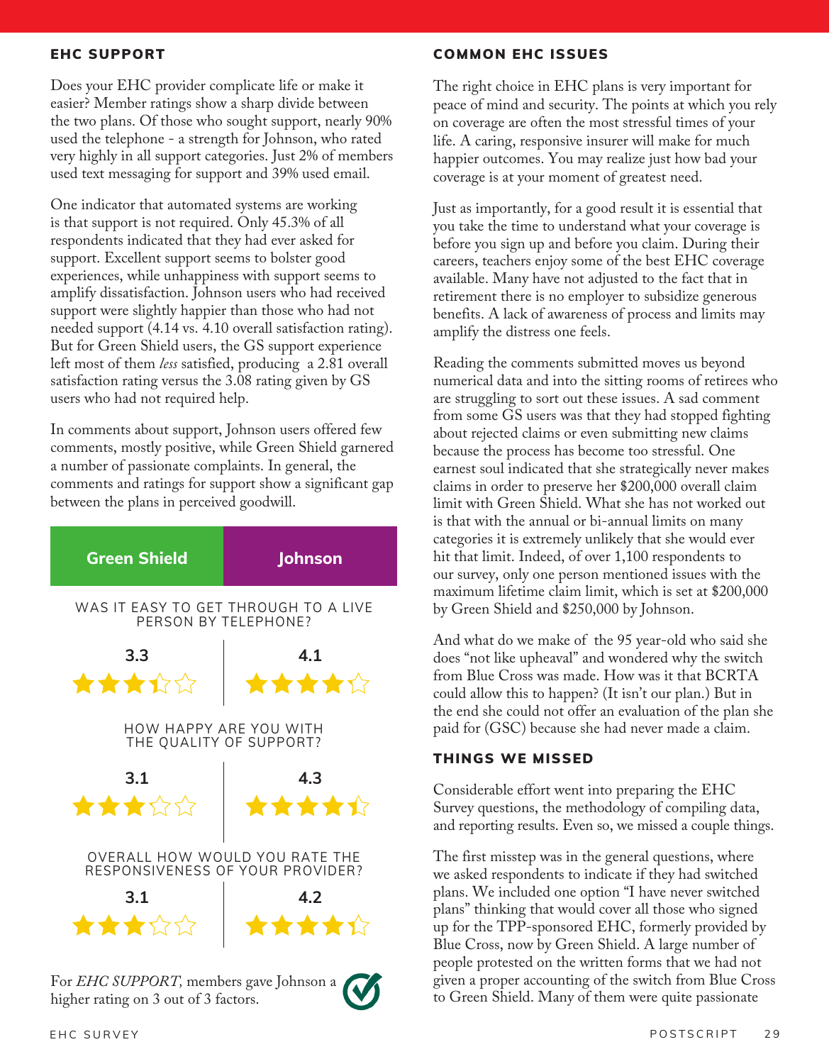## EHC SUPPORT

Does your EHC provider complicate life or make it easier? Member ratings show a sharp divide between the two plans. Of those who sought support, nearly 90% used the telephone - a strength for Johnson, who rated very highly in all support categories. Just 2% of members used text messaging for support and 39% used email.

One indicator that automated systems are working is that support is not required. Only 45.3% of all respondents indicated that they had ever asked for support. Excellent support seems to bolster good experiences, while unhappiness with support seems to amplify dissatisfaction. Johnson users who had received support were slightly happier than those who had not needed support (4.14 vs. 4.10 overall satisfaction rating). But for Green Shield users, the GS support experience left most of them *less* satisfied, producing a 2.81 overall satisfaction rating versus the 3.08 rating given by GS users who had not required help.

In comments about support, Johnson users offered few comments, mostly positive, while Green Shield garnered a number of passionate complaints. In general, the comments and ratings for support show a significant gap between the plans in perceived goodwill.

| | Green Shield | Johnson |
|---|---|---|
| WAS IT EASY TO GET THROUGH TO A LIVE PERSON BY TELEPHONE? | 3.3 | 4.1 |
| HOW HAPPY ARE YOU WITH THE QUALITY OF SUPPORT? | 3.1 | 4.3 |
| OVERALL HOW WOULD YOU RATE THE RESPONSIVENESS OF YOUR PROVIDER? | 3.1 | 4.2 |

For *EHC SUPPORT,* members gave Johnson a higher rating on 3 out of 3 factors.

## COMMON EHC ISSUES

The right choice in EHC plans is very important for peace of mind and security. The points at which you rely on coverage are often the most stressful times of your life. A caring, responsive insurer will make for much happier outcomes. You may realize just how bad your coverage is at your moment of greatest need.

Just as importantly, for a good result it is essential that you take the time to understand what your coverage is before you sign up and before you claim. During their careers, teachers enjoy some of the best EHC coverage available. Many have not adjusted to the fact that in retirement there is no employer to subsidize generous benefits. A lack of awareness of process and limits may amplify the distress one feels.

Reading the comments submitted moves us beyond numerical data and into the sitting rooms of retirees who are struggling to sort out these issues. A sad comment from some GS users was that they had stopped fighting about rejected claims or even submitting new claims because the process has become too stressful. One earnest soul indicated that she strategically never makes claims in order to preserve her $200,000 overall claim limit with Green Shield. What she has not worked out is that with the annual or bi-annual limits on many categories it is extremely unlikely that she would ever hit that limit. Indeed, of over 1,100 respondents to our survey, only one person mentioned issues with the maximum lifetime claim limit, which is set at $200,000 by Green Shield and $250,000 by Johnson.

And what do we make of the 95 year-old who said she does "not like upheaval" and wondered why the switch from Blue Cross was made. How was it that BCRTA could allow this to happen? (It isn't our plan.) But in the end she could not offer an evaluation of the plan she paid for (GSC) because she had never made a claim.

## THINGS WE MISSED

Considerable effort went into preparing the EHC Survey questions, the methodology of compiling data, and reporting results. Even so, we missed a couple things.

The first misstep was in the general questions, where we asked respondents to indicate if they had switched plans. We included one option "I have never switched plans" thinking that would cover all those who signed up for the TPP-sponsored EHC, formerly provided by Blue Cross, now by Green Shield. A large number of people protested on the written forms that we had not given a proper accounting of the switch from Blue Cross to Green Shield. Many of them were quite passionate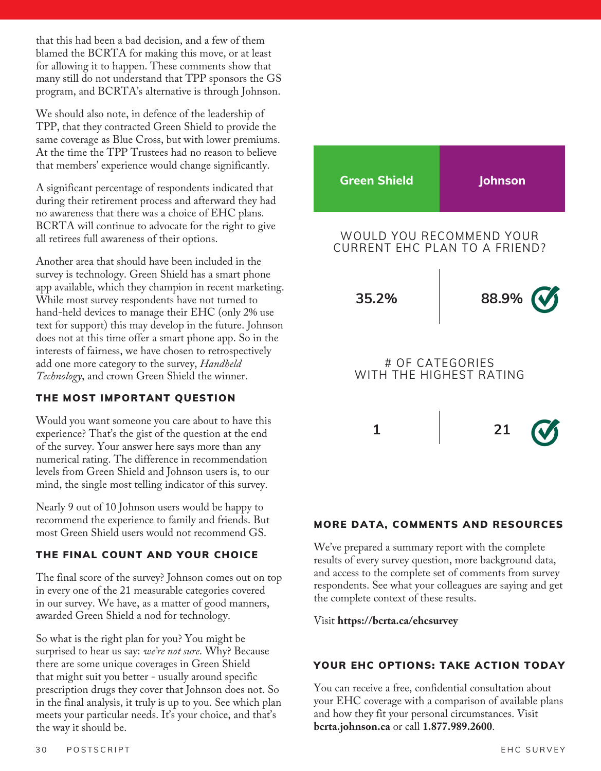that this had been a bad decision, and a few of them blamed the BCRTA for making this move, or at least for allowing it to happen. These comments show that many still do not understand that TPP sponsors the GS program, and BCRTA's alternative is through Johnson.

We should also note, in defence of the leadership of TPP, that they contracted Green Shield to provide the same coverage as Blue Cross, but with lower premiums. At the time the TPP Trustees had no reason to believe that members' experience would change significantly.

A significant percentage of respondents indicated that during their retirement process and afterward they had no awareness that there was a choice of EHC plans. BCRTA will continue to advocate for the right to give all retirees full awareness of their options.

Another area that should have been included in the survey is technology. Green Shield has a smart phone app available, which they champion in recent marketing. While most survey respondents have not turned to hand-held devices to manage their EHC (only 2% use text for support) this may develop in the future. Johnson does not at this time offer a smart phone app. So in the interests of fairness, we have chosen to retrospectively add one more category to the survey, *Handheld Technology*, and crown Green Shield the winner.

## THE MOST IMPORTANT QUESTION

Would you want someone you care about to have this experience? That's the gist of the question at the end of the survey. Your answer here says more than any numerical rating. The difference in recommendation levels from Green Shield and Johnson users is, to our mind, the single most telling indicator of this survey.

Nearly 9 out of 10 Johnson users would be happy to recommend the experience to family and friends. But most Green Shield users would not recommend GS.

## THE FINAL COUNT AND YOUR CHOICE

The final score of the survey? Johnson comes out on top in every one of the 21 measurable categories covered in our survey. We have, as a matter of good manners, awarded Green Shield a nod for technology.

So what is the right plan for you? You might be surprised to hear us say: *we're not sure*. Why? Because there are some unique coverages in Green Shield that might suit you better - usually around specific prescription drugs they cover that Johnson does not. So in the final analysis, it truly is up to you. See which plan meets your particular needs. It's your choice, and that's the way it should be.

| Green Shield | Johnson |
|---|---|
| **WOULD YOU RECOMMEND YOUR CURRENT EHC PLAN TO A FRIEND?** | |
| 35.2% | 88.9% ✓ |
| **# OF CATEGORIES WITH THE HIGHEST RATING** | |
| 1 | 21 ✓ |

## MORE DATA, COMMENTS AND RESOURCES

We've prepared a summary report with the complete results of every survey question, more background data, and access to the complete set of comments from survey respondents. See what your colleagues are saying and get the complete context of these results.

Visit **https://bcrta.ca/ehcsurvey**

## YOUR EHC OPTIONS: TAKE ACTION TODAY

You can receive a free, confidential consultation about your EHC coverage with a comparison of available plans and how they fit your personal circumstances. Visit **bcrta.johnson.ca** or call **1.877.989.2600**.